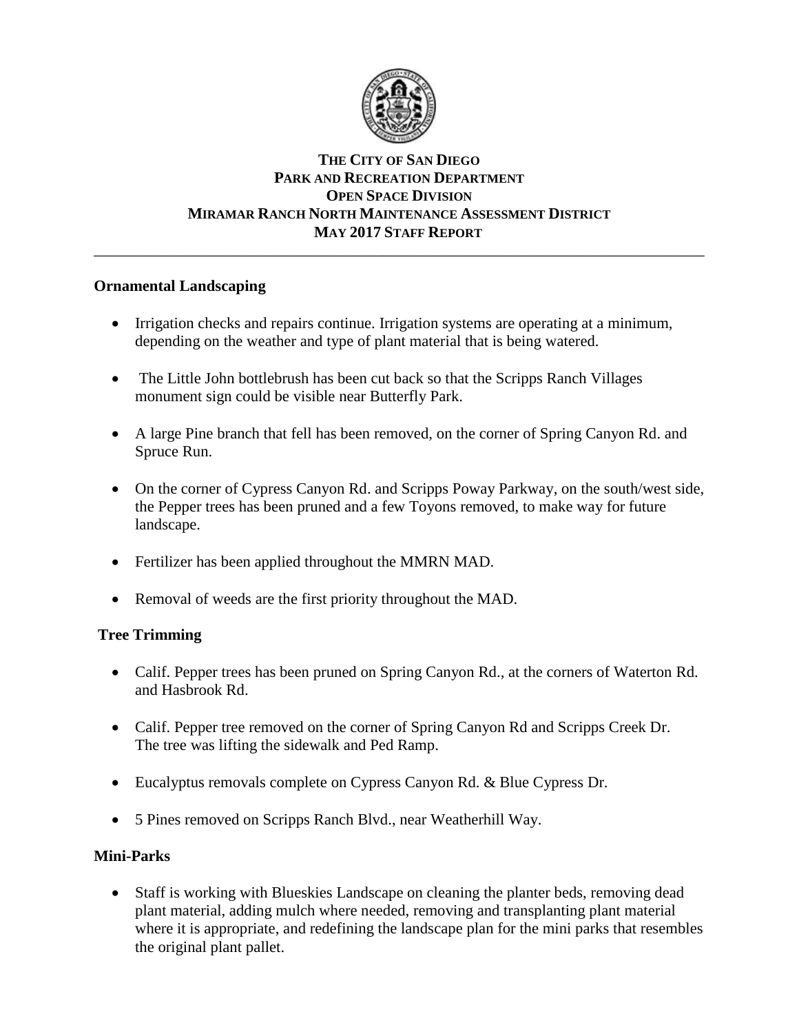**THE CITY OF SAN DIEGO**
**PARK AND RECREATION DEPARTMENT**
**OPEN SPACE DIVISION**
**MIRAMAR RANCH NORTH MAINTENANCE ASSESSMENT DISTRICT**
**MAY 2017 STAFF REPORT**

---

## Ornamental Landscaping

- Irrigation checks and repairs continue. Irrigation systems are operating at a minimum, depending on the weather and type of plant material that is being watered.

- The Little John bottlebrush has been cut back so that the Scripps Ranch Villages monument sign could be visible near Butterfly Park.

- A large Pine branch that fell has been removed, on the corner of Spring Canyon Rd. and Spruce Run.

- On the corner of Cypress Canyon Rd. and Scripps Poway Parkway, on the south/west side, the Pepper trees has been pruned and a few Toyons removed, to make way for future landscape.

- Fertilizer has been applied throughout the MMRN MAD.

- Removal of weeds are the first priority throughout the MAD.

## Tree Trimming

- Calif. Pepper trees has been pruned on Spring Canyon Rd., at the corners of Waterton Rd. and Hasbrook Rd.

- Calif. Pepper tree removed on the corner of Spring Canyon Rd and Scripps Creek Dr. The tree was lifting the sidewalk and Ped Ramp.

- Eucalyptus removals complete on Cypress Canyon Rd. & Blue Cypress Dr.

- 5 Pines removed on Scripps Ranch Blvd., near Weatherhill Way.

## Mini-Parks

- Staff is working with Blueskies Landscape on cleaning the planter beds, removing dead plant material, adding mulch where needed, removing and transplanting plant material where it is appropriate, and redefining the landscape plan for the mini parks that resembles the original plant pallet.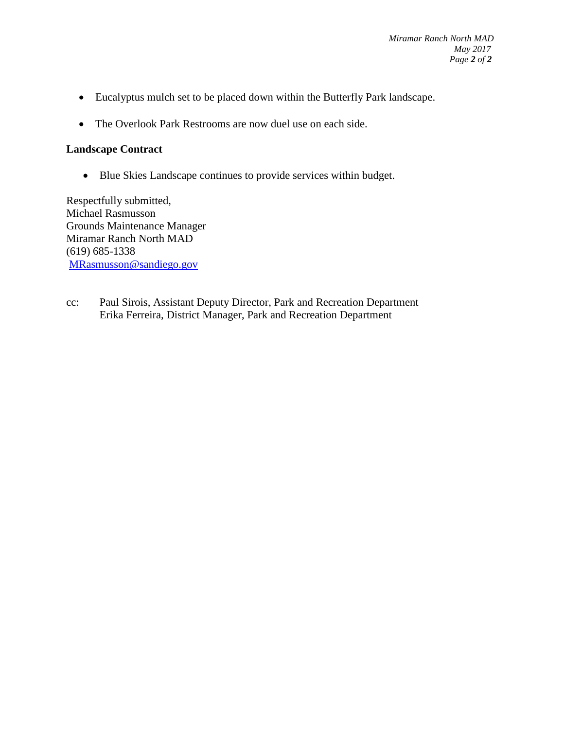- Eucalyptus mulch set to be placed down within the Butterfly Park landscape.

- The Overlook Park Restrooms are now duel use on each side.

**Landscape Contract**

- Blue Skies Landscape continues to provide services within budget.

Respectfully submitted,
Michael Rasmusson
Grounds Maintenance Manager
Miramar Ranch North MAD
(619) 685-1338
MRasmusson@sandiego.gov

cc: Paul Sirois, Assistant Deputy Director, Park and Recreation Department
Erika Ferreira, District Manager, Park and Recreation Department